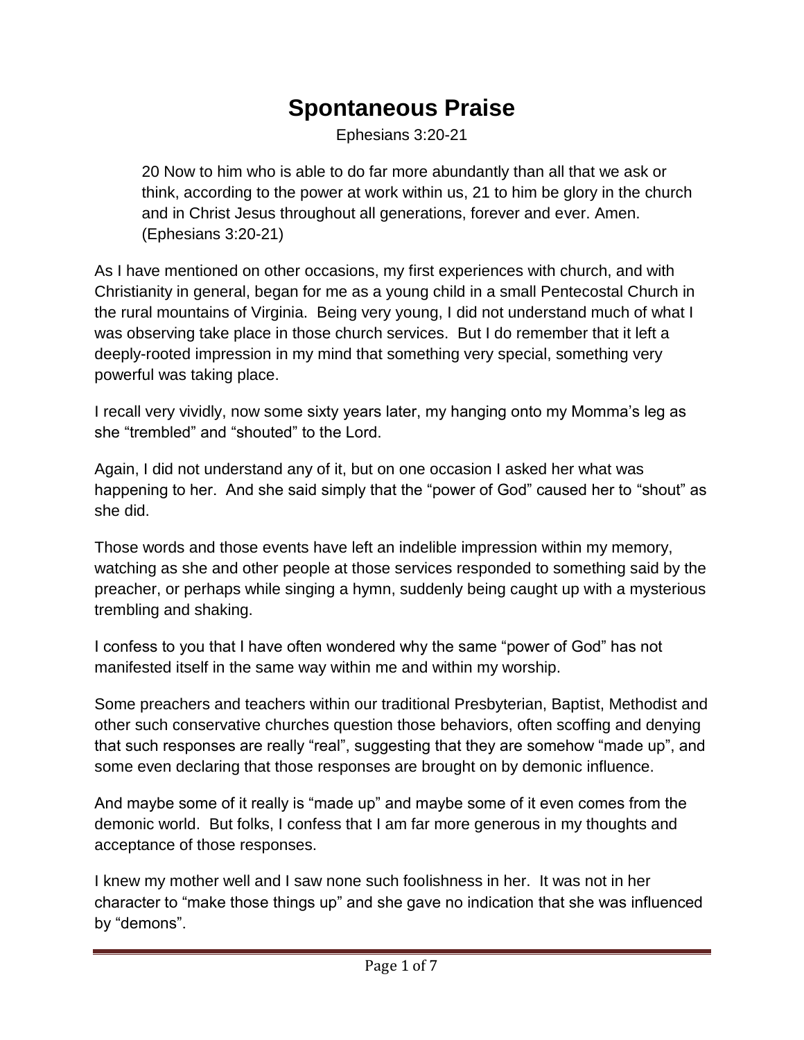# Spontaneous Praise

Ephesians 3:20-21

> 20 Now to him who is able to do far more abundantly than all that we ask or think, according to the power at work within us, 21 to him be glory in the church and in Christ Jesus throughout all generations, forever and ever. Amen. (Ephesians 3:20-21)

As I have mentioned on other occasions, my first experiences with church, and with Christianity in general, began for me as a young child in a small Pentecostal Church in the rural mountains of Virginia. Being very young, I did not understand much of what I was observing take place in those church services. But I do remember that it left a deeply-rooted impression in my mind that something very special, something very powerful was taking place.

I recall very vividly, now some sixty years later, my hanging onto my Momma's leg as she "trembled" and "shouted" to the Lord.

Again, I did not understand any of it, but on one occasion I asked her what was happening to her. And she said simply that the "power of God" caused her to "shout" as she did.

Those words and those events have left an indelible impression within my memory, watching as she and other people at those services responded to something said by the preacher, or perhaps while singing a hymn, suddenly being caught up with a mysterious trembling and shaking.

I confess to you that I have often wondered why the same "power of God" has not manifested itself in the same way within me and within my worship.

Some preachers and teachers within our traditional Presbyterian, Baptist, Methodist and other such conservative churches question those behaviors, often scoffing and denying that such responses are really "real", suggesting that they are somehow "made up", and some even declaring that those responses are brought on by demonic influence.

And maybe some of it really is "made up" and maybe some of it even comes from the demonic world. But folks, I confess that I am far more generous in my thoughts and acceptance of those responses.

I knew my mother well and I saw none such foolishness in her. It was not in her character to "make those things up" and she gave no indication that she was influenced by "demons".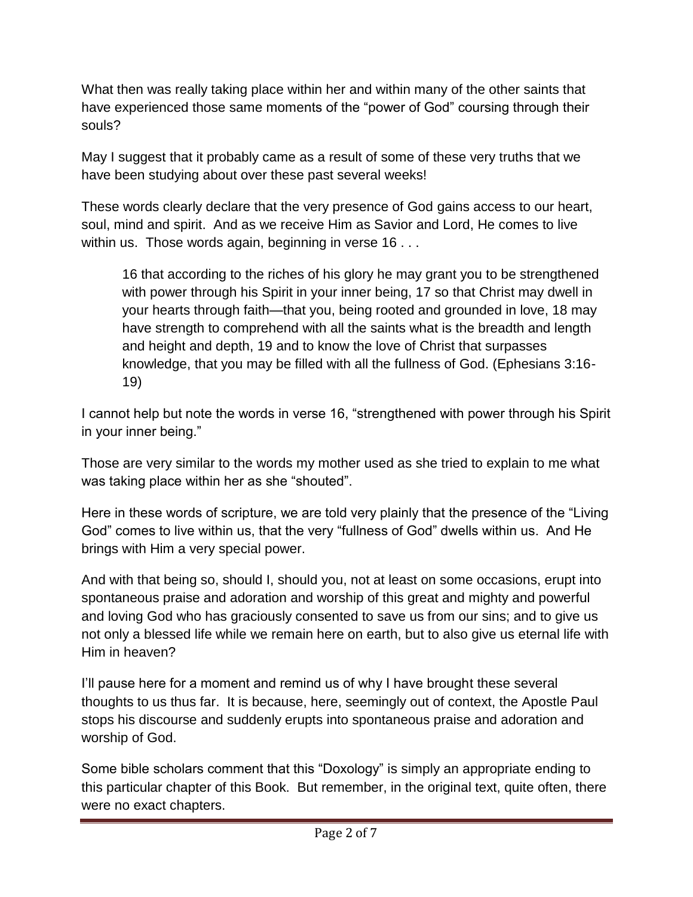What then was really taking place within her and within many of the other saints that have experienced those same moments of the "power of God" coursing through their souls?

May I suggest that it probably came as a result of some of these very truths that we have been studying about over these past several weeks!

These words clearly declare that the very presence of God gains access to our heart, soul, mind and spirit. And as we receive Him as Savior and Lord, He comes to live within us. Those words again, beginning in verse 16 . . .

> 16 that according to the riches of his glory he may grant you to be strengthened with power through his Spirit in your inner being, 17 so that Christ may dwell in your hearts through faith—that you, being rooted and grounded in love, 18 may have strength to comprehend with all the saints what is the breadth and length and height and depth, 19 and to know the love of Christ that surpasses knowledge, that you may be filled with all the fullness of God. (Ephesians 3:16-19)

I cannot help but note the words in verse 16, "strengthened with power through his Spirit in your inner being."

Those are very similar to the words my mother used as she tried to explain to me what was taking place within her as she "shouted".

Here in these words of scripture, we are told very plainly that the presence of the "Living God" comes to live within us, that the very "fullness of God" dwells within us. And He brings with Him a very special power.

And with that being so, should I, should you, not at least on some occasions, erupt into spontaneous praise and adoration and worship of this great and mighty and powerful and loving God who has graciously consented to save us from our sins; and to give us not only a blessed life while we remain here on earth, but to also give us eternal life with Him in heaven?

I'll pause here for a moment and remind us of why I have brought these several thoughts to us thus far. It is because, here, seemingly out of context, the Apostle Paul stops his discourse and suddenly erupts into spontaneous praise and adoration and worship of God.

Some bible scholars comment that this "Doxology" is simply an appropriate ending to this particular chapter of this Book. But remember, in the original text, quite often, there were no exact chapters.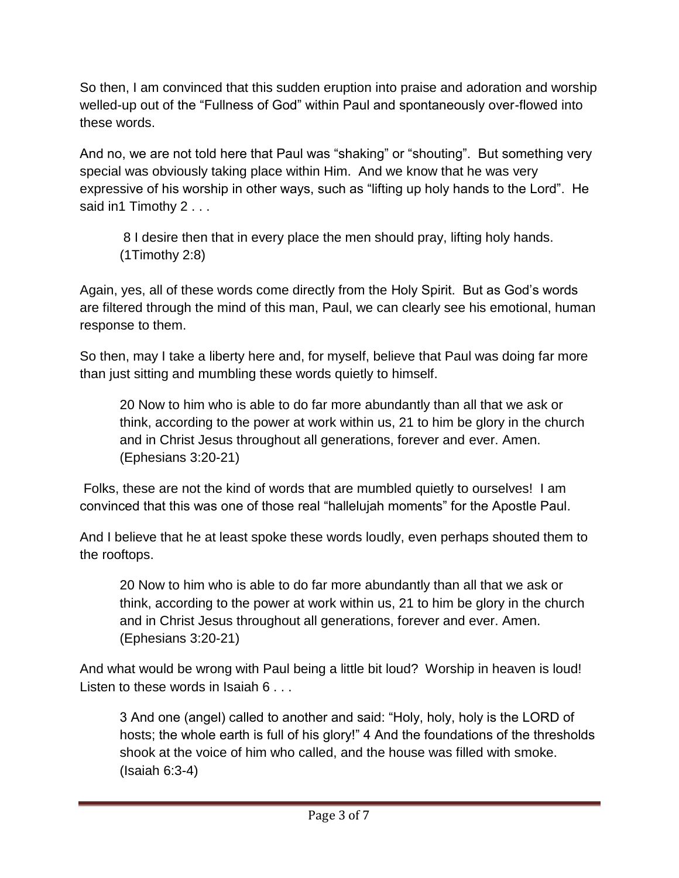So then, I am convinced that this sudden eruption into praise and adoration and worship welled-up out of the "Fullness of God" within Paul and spontaneously over-flowed into these words.

And no, we are not told here that Paul was "shaking" or "shouting". But something very special was obviously taking place within Him. And we know that he was very expressive of his worship in other ways, such as "lifting up holy hands to the Lord". He said in1 Timothy 2 . . .

> 8 I desire then that in every place the men should pray, lifting holy hands. (1Timothy 2:8)

Again, yes, all of these words come directly from the Holy Spirit. But as God's words are filtered through the mind of this man, Paul, we can clearly see his emotional, human response to them.

So then, may I take a liberty here and, for myself, believe that Paul was doing far more than just sitting and mumbling these words quietly to himself.

> 20 Now to him who is able to do far more abundantly than all that we ask or think, according to the power at work within us, 21 to him be glory in the church and in Christ Jesus throughout all generations, forever and ever. Amen. (Ephesians 3:20-21)

Folks, these are not the kind of words that are mumbled quietly to ourselves! I am convinced that this was one of those real "hallelujah moments" for the Apostle Paul.

And I believe that he at least spoke these words loudly, even perhaps shouted them to the rooftops.

> 20 Now to him who is able to do far more abundantly than all that we ask or think, according to the power at work within us, 21 to him be glory in the church and in Christ Jesus throughout all generations, forever and ever. Amen. (Ephesians 3:20-21)

And what would be wrong with Paul being a little bit loud? Worship in heaven is loud! Listen to these words in Isaiah 6 . . .

> 3 And one (angel) called to another and said: "Holy, holy, holy is the LORD of hosts; the whole earth is full of his glory!" 4 And the foundations of the thresholds shook at the voice of him who called, and the house was filled with smoke. (Isaiah 6:3-4)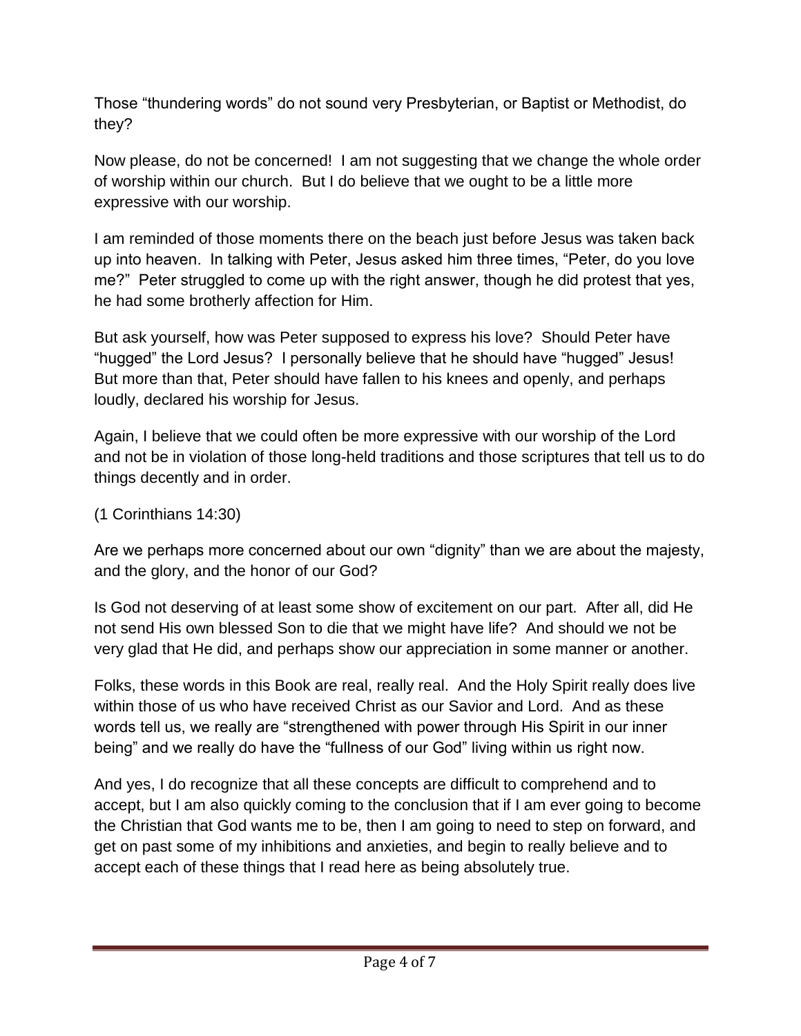Those “thundering words” do not sound very Presbyterian, or Baptist or Methodist, do they?

Now please, do not be concerned! I am not suggesting that we change the whole order of worship within our church. But I do believe that we ought to be a little more expressive with our worship.

I am reminded of those moments there on the beach just before Jesus was taken back up into heaven. In talking with Peter, Jesus asked him three times, “Peter, do you love me?” Peter struggled to come up with the right answer, though he did protest that yes, he had some brotherly affection for Him.

But ask yourself, how was Peter supposed to express his love? Should Peter have “hugged” the Lord Jesus? I personally believe that he should have “hugged” Jesus! But more than that, Peter should have fallen to his knees and openly, and perhaps loudly, declared his worship for Jesus.

Again, I believe that we could often be more expressive with our worship of the Lord and not be in violation of those long-held traditions and those scriptures that tell us to do things decently and in order.

(1 Corinthians 14:30)

Are we perhaps more concerned about our own “dignity” than we are about the majesty, and the glory, and the honor of our God?

Is God not deserving of at least some show of excitement on our part. After all, did He not send His own blessed Son to die that we might have life? And should we not be very glad that He did, and perhaps show our appreciation in some manner or another.

Folks, these words in this Book are real, really real. And the Holy Spirit really does live within those of us who have received Christ as our Savior and Lord. And as these words tell us, we really are “strengthened with power through His Spirit in our inner being” and we really do have the “fullness of our God” living within us right now.

And yes, I do recognize that all these concepts are difficult to comprehend and to accept, but I am also quickly coming to the conclusion that if I am ever going to become the Christian that God wants me to be, then I am going to need to step on forward, and get on past some of my inhibitions and anxieties, and begin to really believe and to accept each of these things that I read here as being absolutely true.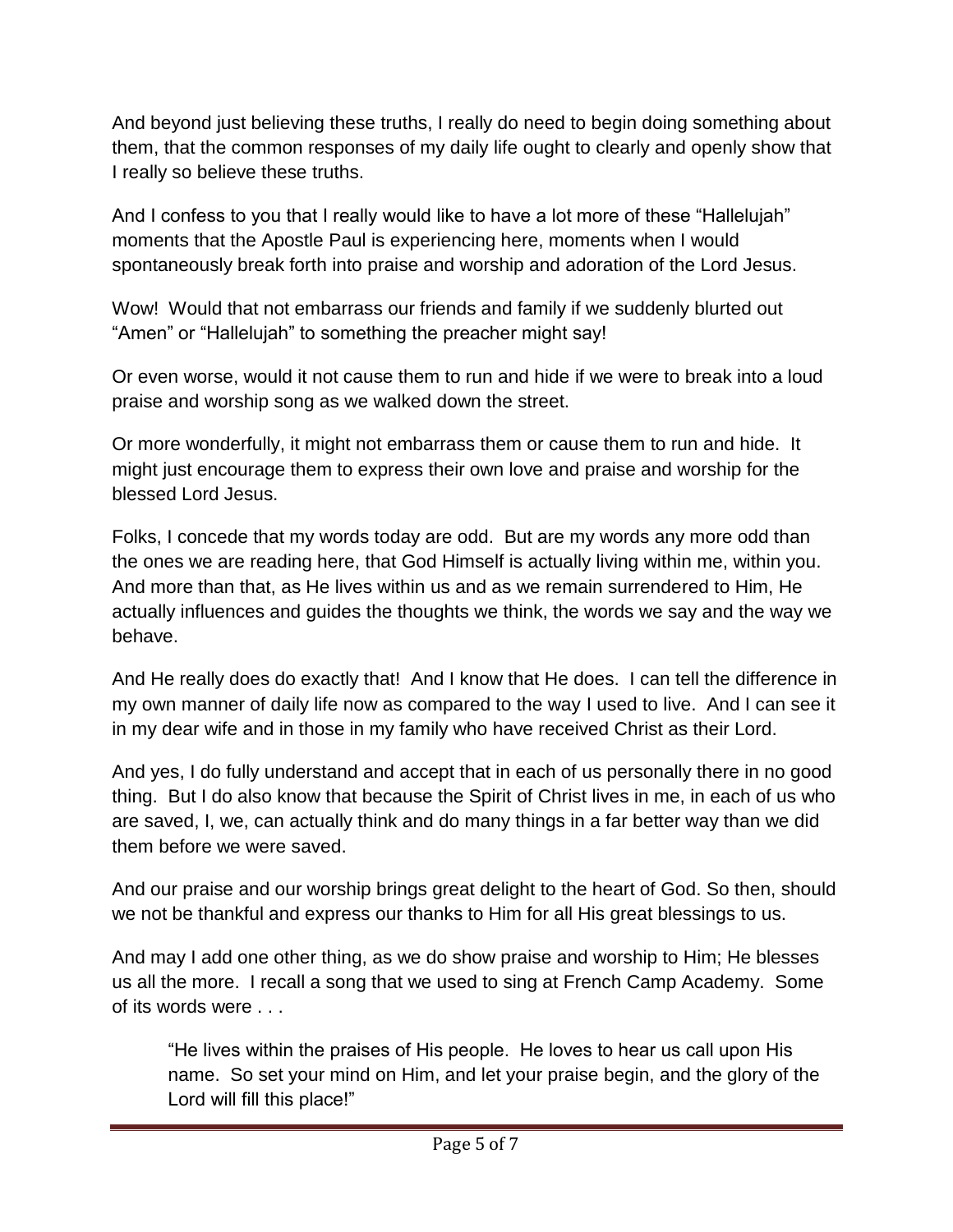And beyond just believing these truths, I really do need to begin doing something about them, that the common responses of my daily life ought to clearly and openly show that I really so believe these truths.

And I confess to you that I really would like to have a lot more of these “Hallelujah” moments that the Apostle Paul is experiencing here, moments when I would spontaneously break forth into praise and worship and adoration of the Lord Jesus.

Wow! Would that not embarrass our friends and family if we suddenly blurted out “Amen” or “Hallelujah” to something the preacher might say!

Or even worse, would it not cause them to run and hide if we were to break into a loud praise and worship song as we walked down the street.

Or more wonderfully, it might not embarrass them or cause them to run and hide. It might just encourage them to express their own love and praise and worship for the blessed Lord Jesus.

Folks, I concede that my words today are odd. But are my words any more odd than the ones we are reading here, that God Himself is actually living within me, within you. And more than that, as He lives within us and as we remain surrendered to Him, He actually influences and guides the thoughts we think, the words we say and the way we behave.

And He really does do exactly that! And I know that He does. I can tell the difference in my own manner of daily life now as compared to the way I used to live. And I can see it in my dear wife and in those in my family who have received Christ as their Lord.

And yes, I do fully understand and accept that in each of us personally there in no good thing. But I do also know that because the Spirit of Christ lives in me, in each of us who are saved, I, we, can actually think and do many things in a far better way than we did them before we were saved.

And our praise and our worship brings great delight to the heart of God. So then, should we not be thankful and express our thanks to Him for all His great blessings to us.

And may I add one other thing, as we do show praise and worship to Him; He blesses us all the more. I recall a song that we used to sing at French Camp Academy. Some of its words were . . .

> “He lives within the praises of His people. He loves to hear us call upon His name. So set your mind on Him, and let your praise begin, and the glory of the Lord will fill this place!”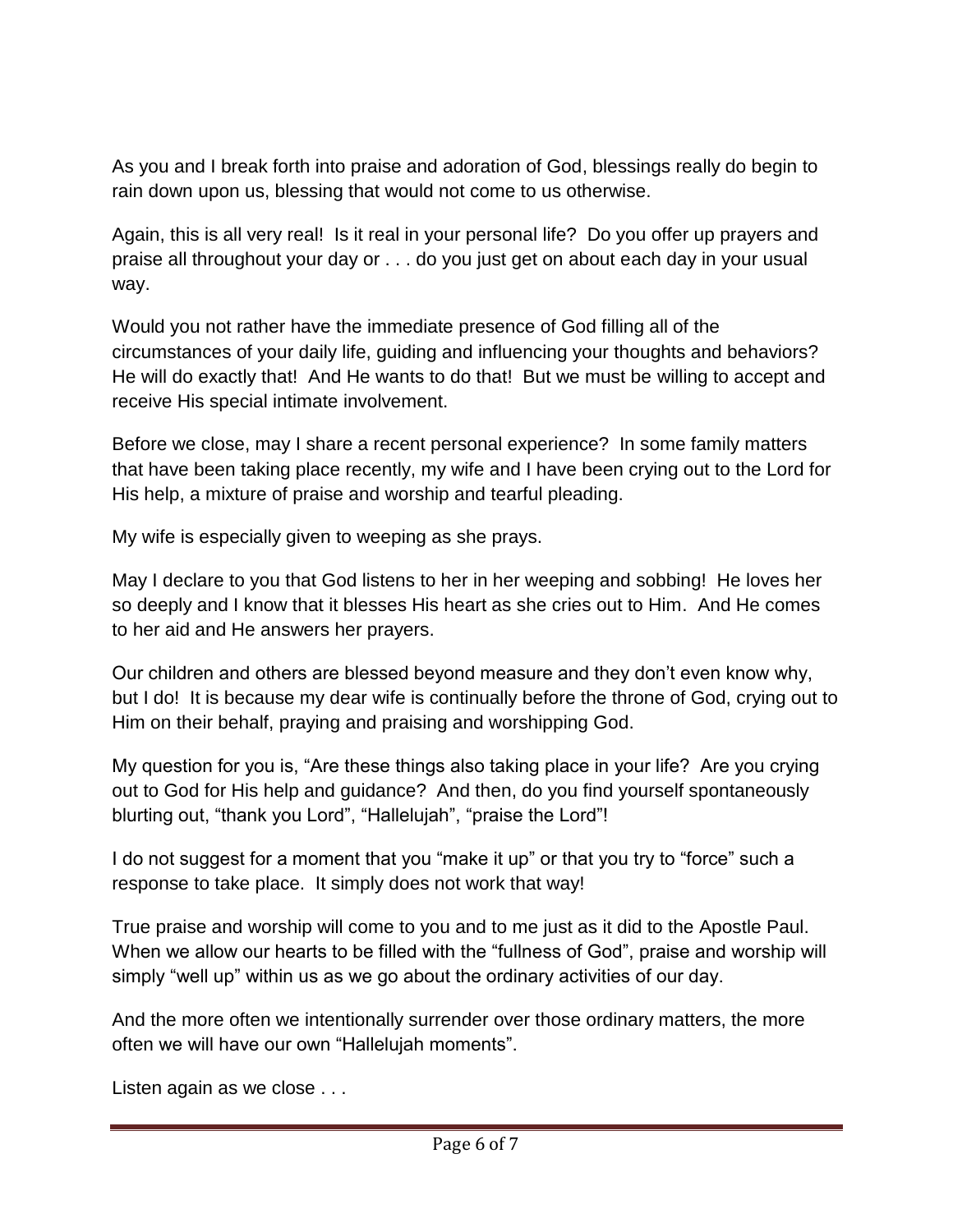As you and I break forth into praise and adoration of God, blessings really do begin to rain down upon us, blessing that would not come to us otherwise.

Again, this is all very real! Is it real in your personal life? Do you offer up prayers and praise all throughout your day or . . . do you just get on about each day in your usual way.

Would you not rather have the immediate presence of God filling all of the circumstances of your daily life, guiding and influencing your thoughts and behaviors? He will do exactly that! And He wants to do that! But we must be willing to accept and receive His special intimate involvement.

Before we close, may I share a recent personal experience? In some family matters that have been taking place recently, my wife and I have been crying out to the Lord for His help, a mixture of praise and worship and tearful pleading.

My wife is especially given to weeping as she prays.

May I declare to you that God listens to her in her weeping and sobbing! He loves her so deeply and I know that it blesses His heart as she cries out to Him. And He comes to her aid and He answers her prayers.

Our children and others are blessed beyond measure and they don't even know why, but I do! It is because my dear wife is continually before the throne of God, crying out to Him on their behalf, praying and praising and worshipping God.

My question for you is, "Are these things also taking place in your life? Are you crying out to God for His help and guidance? And then, do you find yourself spontaneously blurting out, "thank you Lord", "Hallelujah", "praise the Lord"!

I do not suggest for a moment that you "make it up" or that you try to "force" such a response to take place. It simply does not work that way!

True praise and worship will come to you and to me just as it did to the Apostle Paul. When we allow our hearts to be filled with the "fullness of God", praise and worship will simply "well up" within us as we go about the ordinary activities of our day.

And the more often we intentionally surrender over those ordinary matters, the more often we will have our own "Hallelujah moments".

Listen again as we close . . .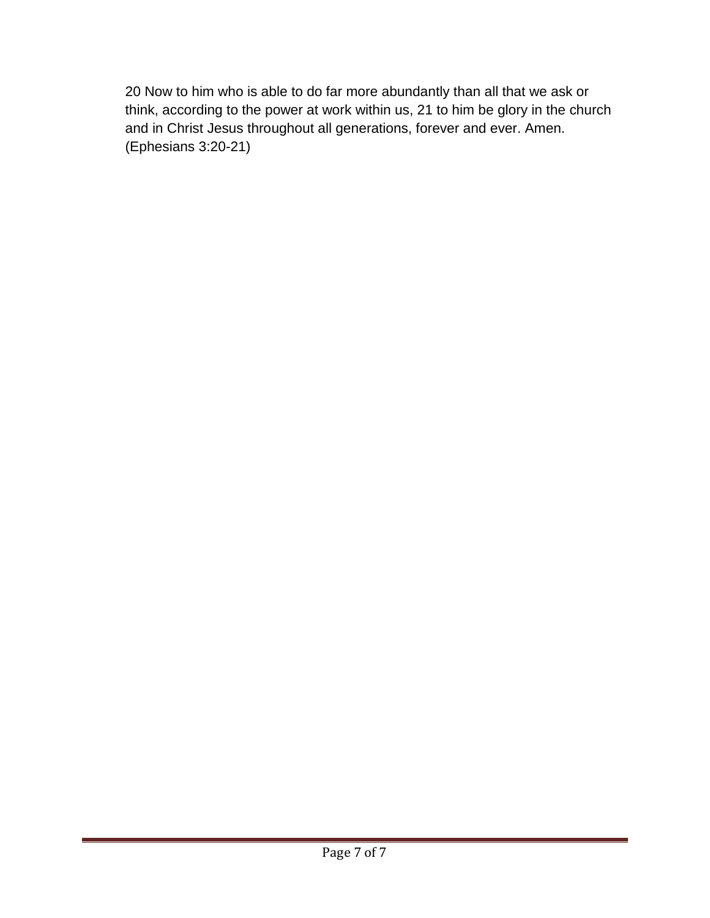20 Now to him who is able to do far more abundantly than all that we ask or think, according to the power at work within us, 21 to him be glory in the church and in Christ Jesus throughout all generations, forever and ever. Amen. (Ephesians 3:20-21)